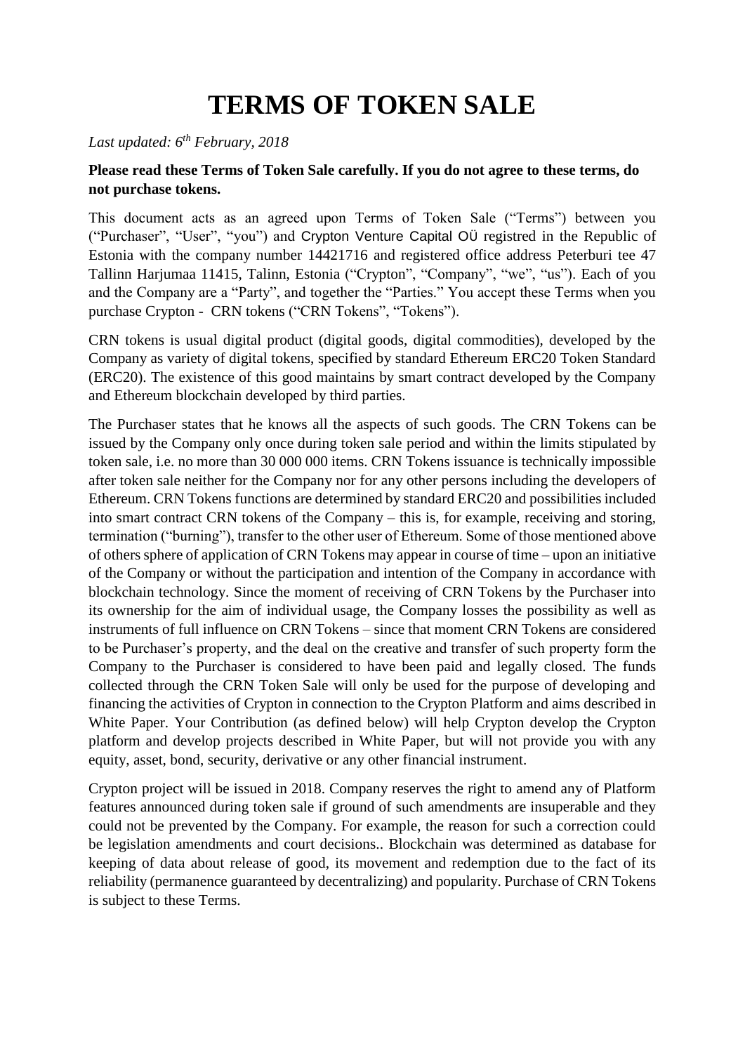# TERMS OF TOKEN SALE

*Last updated: 6th February, 2018*

**Please read these Terms of Token Sale carefully. If you do not agree to these terms, do not purchase tokens.**

This document acts as an agreed upon Terms of Token Sale ("Terms") between you ("Purchaser", "User", "you") and Crypton Venture Capital OÜ registred in the Republic of Estonia with the company number 14421716 and registered office address Peterburi tee 47 Tallinn Harjumaa 11415, Talinn, Estonia ("Crypton", "Company", "we", "us"). Each of you and the Company are a "Party", and together the "Parties." You accept these Terms when you purchase Crypton - CRN tokens ("CRN Tokens", "Tokens").

CRN tokens is usual digital product (digital goods, digital commodities), developed by the Company as variety of digital tokens, specified by standard Ethereum ERC20 Token Standard (ERC20). The existence of this good maintains by smart contract developed by the Company and Ethereum blockchain developed by third parties.

The Purchaser states that he knows all the aspects of such goods. The CRN Tokens can be issued by the Company only once during token sale period and within the limits stipulated by token sale, i.e. no more than 30 000 000 items. CRN Tokens issuance is technically impossible after token sale neither for the Company nor for any other persons including the developers of Ethereum. CRN Tokens functions are determined by standard ERC20 and possibilities included into smart contract CRN tokens of the Company – this is, for example, receiving and storing, termination ("burning"), transfer to the other user of Ethereum. Some of those mentioned above of others sphere of application of CRN Tokens may appear in course of time – upon an initiative of the Company or without the participation and intention of the Company in accordance with blockchain technology. Since the moment of receiving of CRN Tokens by the Purchaser into its ownership for the aim of individual usage, the Company losses the possibility as well as instruments of full influence on CRN Tokens – since that moment CRN Tokens are considered to be Purchaser's property, and the deal on the creative and transfer of such property form the Company to the Purchaser is considered to have been paid and legally closed. The funds collected through the CRN Token Sale will only be used for the purpose of developing and financing the activities of Crypton in connection to the Crypton Platform and aims described in White Paper. Your Contribution (as defined below) will help Crypton develop the Crypton platform and develop projects described in White Paper, but will not provide you with any equity, asset, bond, security, derivative or any other financial instrument.

Crypton project will be issued in 2018. Company reserves the right to amend any of Platform features announced during token sale if ground of such amendments are insuperable and they could not be prevented by the Company. For example, the reason for such a correction could be legislation amendments and court decisions.. Blockchain was determined as database for keeping of data about release of good, its movement and redemption due to the fact of its reliability (permanence guaranteed by decentralizing) and popularity. Purchase of CRN Tokens is subject to these Terms.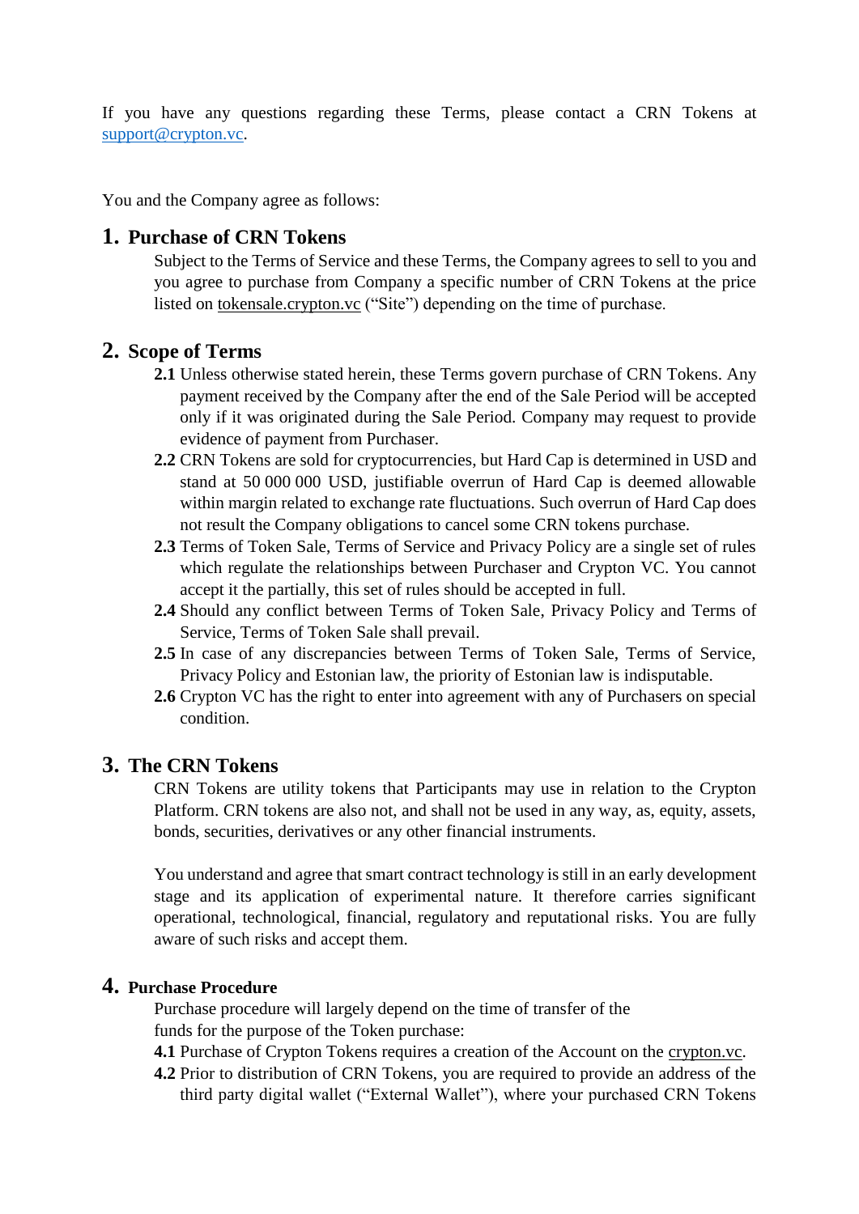If you have any questions regarding these Terms, please contact a CRN Tokens at support@crypton.vc.

You and the Company agree as follows:

## 1. Purchase of CRN Tokens

Subject to the Terms of Service and these Terms, the Company agrees to sell to you and you agree to purchase from Company a specific number of CRN Tokens at the price listed on tokensale.crypton.vc ("Site") depending on the time of purchase.

## 2. Scope of Terms

**2.1** Unless otherwise stated herein, these Terms govern purchase of CRN Tokens. Any payment received by the Company after the end of the Sale Period will be accepted only if it was originated during the Sale Period. Company may request to provide evidence of payment from Purchaser.

**2.2** CRN Tokens are sold for cryptocurrencies, but Hard Cap is determined in USD and stand at 50 000 000 USD, justifiable overrun of Hard Cap is deemed allowable within margin related to exchange rate fluctuations. Such overrun of Hard Cap does not result the Company obligations to cancel some CRN tokens purchase.

**2.3** Terms of Token Sale, Terms of Service and Privacy Policy are a single set of rules which regulate the relationships between Purchaser and Crypton VC. You cannot accept it the partially, this set of rules should be accepted in full.

**2.4** Should any conflict between Terms of Token Sale, Privacy Policy and Terms of Service, Terms of Token Sale shall prevail.

**2.5** In case of any discrepancies between Terms of Token Sale, Terms of Service, Privacy Policy and Estonian law, the priority of Estonian law is indisputable.

**2.6** Crypton VC has the right to enter into agreement with any of Purchasers on special condition.

## 3. The CRN Tokens

CRN Tokens are utility tokens that Participants may use in relation to the Crypton Platform. CRN tokens are also not, and shall not be used in any way, as, equity, assets, bonds, securities, derivatives or any other financial instruments.

You understand and agree that smart contract technology is still in an early development stage and its application of experimental nature. It therefore carries significant operational, technological, financial, regulatory and reputational risks. You are fully aware of such risks and accept them.

## 4. Purchase Procedure

Purchase procedure will largely depend on the time of transfer of the funds for the purpose of the Token purchase:

**4.1** Purchase of Crypton Tokens requires a creation of the Account on the crypton.vc.

**4.2** Prior to distribution of CRN Tokens, you are required to provide an address of the third party digital wallet ("External Wallet"), where your purchased CRN Tokens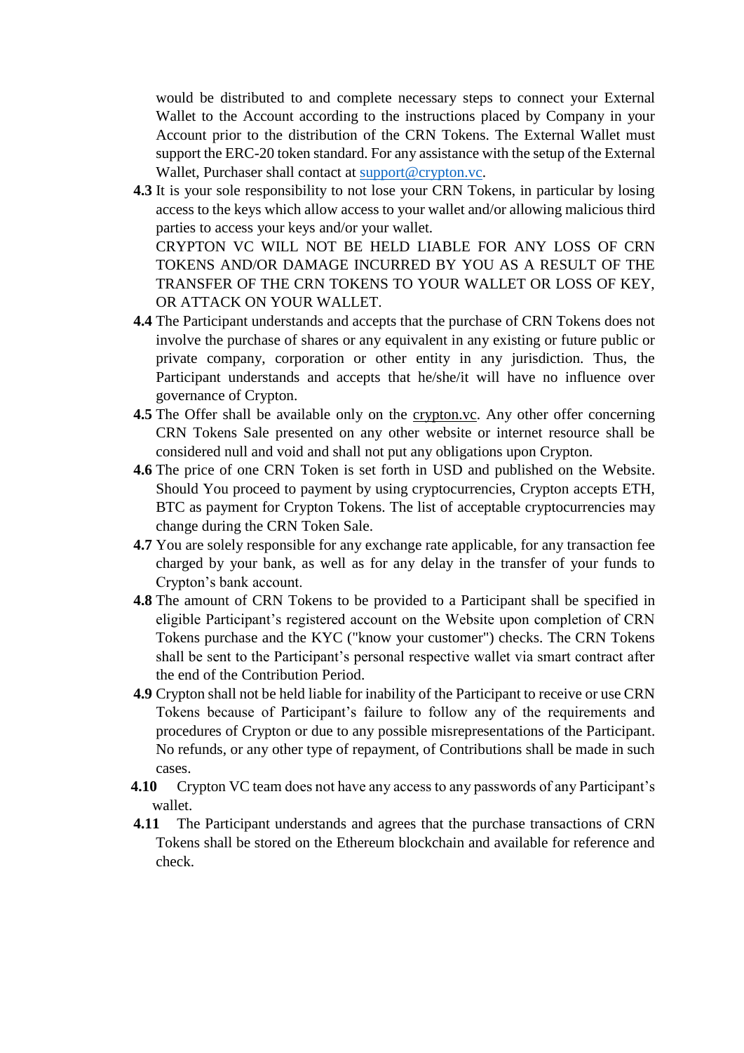would be distributed to and complete necessary steps to connect your External Wallet to the Account according to the instructions placed by Company in your Account prior to the distribution of the CRN Tokens. The External Wallet must support the ERC-20 token standard. For any assistance with the setup of the External Wallet, Purchaser shall contact at [support@crypton.vc](mailto:support@crypton.vc).

**4.3** It is your sole responsibility to not lose your CRN Tokens, in particular by losing access to the keys which allow access to your wallet and/or allowing malicious third parties to access your keys and/or your wallet.
CRYPTON VC WILL NOT BE HELD LIABLE FOR ANY LOSS OF CRN TOKENS AND/OR DAMAGE INCURRED BY YOU AS A RESULT OF THE TRANSFER OF THE CRN TOKENS TO YOUR WALLET OR LOSS OF KEY, OR ATTACK ON YOUR WALLET.

**4.4** The Participant understands and accepts that the purchase of CRN Tokens does not involve the purchase of shares or any equivalent in any existing or future public or private company, corporation or other entity in any jurisdiction. Thus, the Participant understands and accepts that he/she/it will have no influence over governance of Crypton.

**4.5** The Offer shall be available only on the crypton.vc. Any other offer concerning CRN Tokens Sale presented on any other website or internet resource shall be considered null and void and shall not put any obligations upon Crypton.

**4.6** The price of one CRN Token is set forth in USD and published on the Website. Should You proceed to payment by using cryptocurrencies, Crypton accepts ETH, BTC as payment for Crypton Tokens. The list of acceptable cryptocurrencies may change during the CRN Token Sale.

**4.7** You are solely responsible for any exchange rate applicable, for any transaction fee charged by your bank, as well as for any delay in the transfer of your funds to Crypton's bank account.

**4.8** The amount of CRN Tokens to be provided to a Participant shall be specified in eligible Participant's registered account on the Website upon completion of CRN Tokens purchase and the KYC ("know your customer") checks. The CRN Tokens shall be sent to the Participant's personal respective wallet via smart contract after the end of the Contribution Period.

**4.9** Crypton shall not be held liable for inability of the Participant to receive or use CRN Tokens because of Participant's failure to follow any of the requirements and procedures of Crypton or due to any possible misrepresentations of the Participant. No refunds, or any other type of repayment, of Contributions shall be made in such cases.

**4.10** Crypton VC team does not have any access to any passwords of any Participant's wallet.

**4.11** The Participant understands and agrees that the purchase transactions of CRN Tokens shall be stored on the Ethereum blockchain and available for reference and check.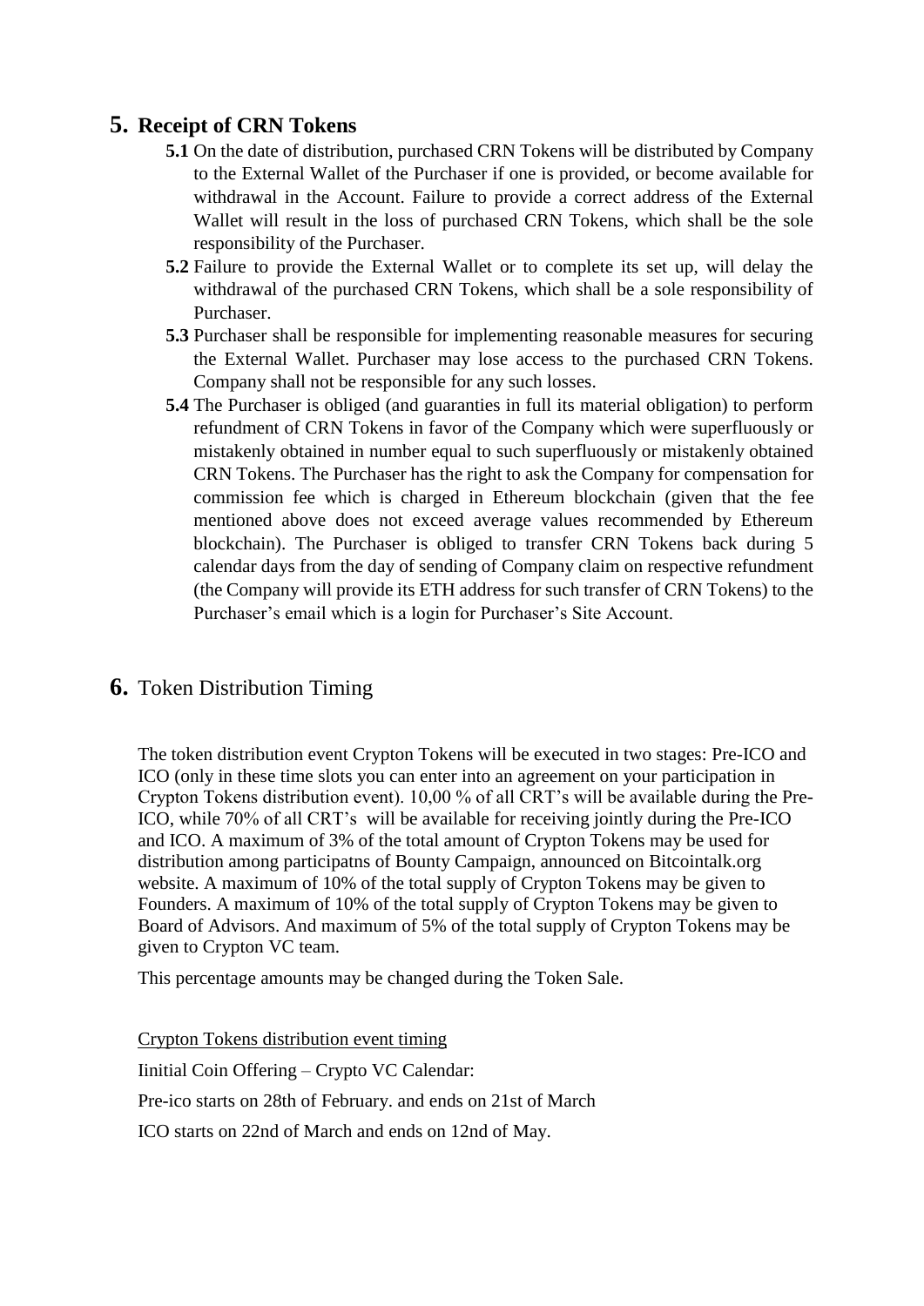## 5. Receipt of CRN Tokens

**5.1** On the date of distribution, purchased CRN Tokens will be distributed by Company to the External Wallet of the Purchaser if one is provided, or become available for withdrawal in the Account. Failure to provide a correct address of the External Wallet will result in the loss of purchased CRN Tokens, which shall be the sole responsibility of the Purchaser.

**5.2** Failure to provide the External Wallet or to complete its set up, will delay the withdrawal of the purchased CRN Tokens, which shall be a sole responsibility of Purchaser.

**5.3** Purchaser shall be responsible for implementing reasonable measures for securing the External Wallet. Purchaser may lose access to the purchased CRN Tokens. Company shall not be responsible for any such losses.

**5.4** The Purchaser is obliged (and guaranties in full its material obligation) to perform refundment of CRN Tokens in favor of the Company which were superfluously or mistakenly obtained in number equal to such superfluously or mistakenly obtained CRN Tokens. The Purchaser has the right to ask the Company for compensation for commission fee which is charged in Ethereum blockchain (given that the fee mentioned above does not exceed average values recommended by Ethereum blockchain). The Purchaser is obliged to transfer CRN Tokens back during 5 calendar days from the day of sending of Company claim on respective refundment (the Company will provide its ETH address for such transfer of CRN Tokens) to the Purchaser's email which is a login for Purchaser's Site Account.

## 6. Token Distribution Timing

The token distribution event Crypton Tokens will be executed in two stages: Pre-ICO and ICO (only in these time slots you can enter into an agreement on your participation in Crypton Tokens distribution event). 10,00 % of all CRT's will be available during the Pre-ICO, while 70% of all CRT's will be available for receiving jointly during the Pre-ICO and ICO. A maximum of 3% of the total amount of Crypton Tokens may be used for distribution among participatns of Bounty Campaign, announced on Bitcointalk.org website. A maximum of 10% of the total supply of Crypton Tokens may be given to Founders. A maximum of 10% of the total supply of Crypton Tokens may be given to Board of Advisors. And maximum of 5% of the total supply of Crypton Tokens may be given to Crypton VC team.

This percentage amounts may be changed during the Token Sale.

<u>Crypton Tokens distribution event timing</u>

Iinitial Coin Offering – Crypto VC Calendar:

Pre-ico starts on 28th of February. and ends on 21st of March

ICO starts on 22nd of March and ends on 12nd of May.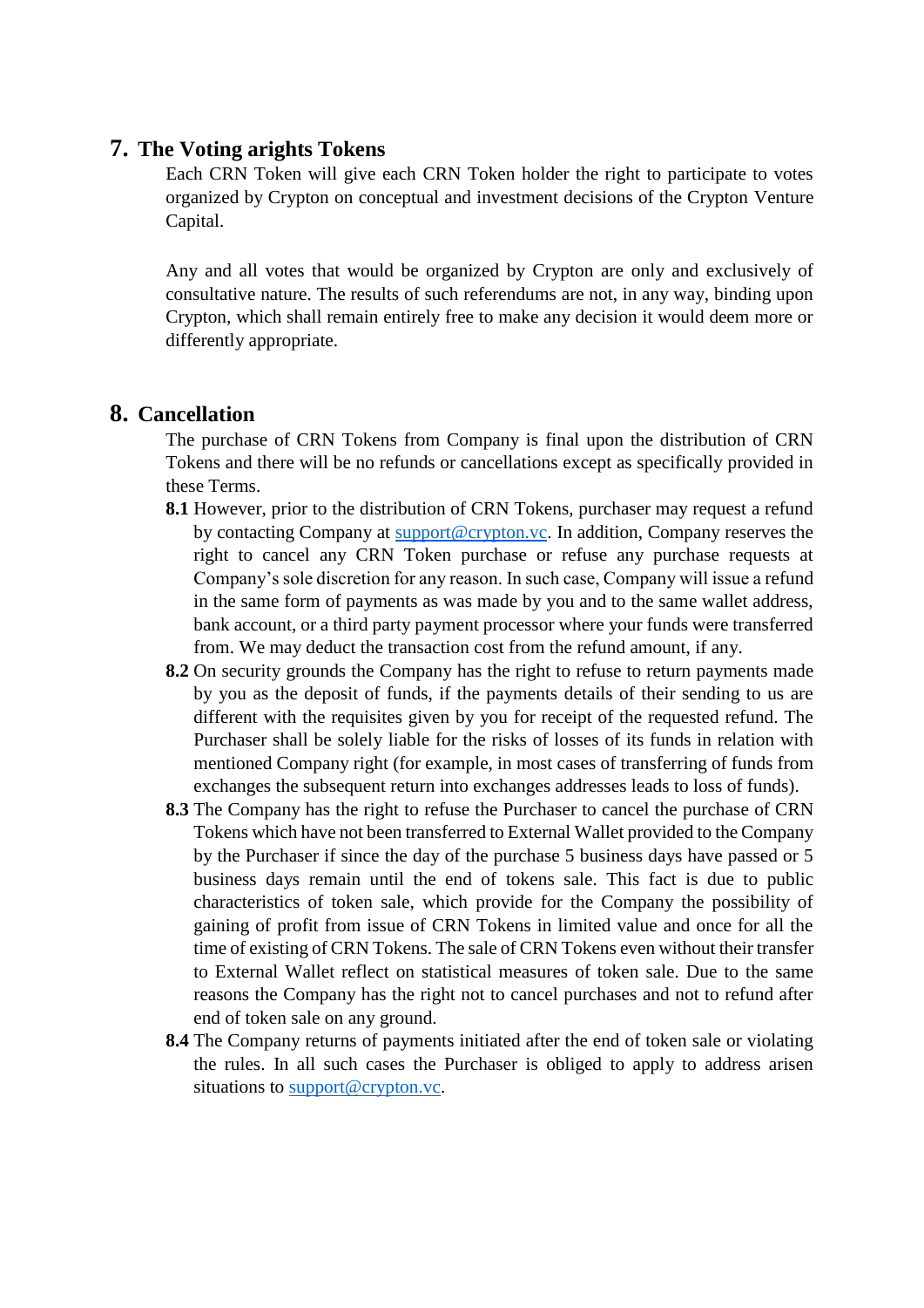## 7. The Voting arights Tokens

Each CRN Token will give each CRN Token holder the right to participate to votes organized by Crypton on conceptual and investment decisions of the Crypton Venture Capital.

Any and all votes that would be organized by Crypton are only and exclusively of consultative nature. The results of such referendums are not, in any way, binding upon Crypton, which shall remain entirely free to make any decision it would deem more or differently appropriate.

## 8. Cancellation

The purchase of CRN Tokens from Company is final upon the distribution of CRN Tokens and there will be no refunds or cancellations except as specifically provided in these Terms.

**8.1** However, prior to the distribution of CRN Tokens, purchaser may request a refund by contacting Company at support@crypton.vc. In addition, Company reserves the right to cancel any CRN Token purchase or refuse any purchase requests at Company's sole discretion for any reason. In such case, Company will issue a refund in the same form of payments as was made by you and to the same wallet address, bank account, or a third party payment processor where your funds were transferred from. We may deduct the transaction cost from the refund amount, if any.

**8.2** On security grounds the Company has the right to refuse to return payments made by you as the deposit of funds, if the payments details of their sending to us are different with the requisites given by you for receipt of the requested refund. The Purchaser shall be solely liable for the risks of losses of its funds in relation with mentioned Company right (for example, in most cases of transferring of funds from exchanges the subsequent return into exchanges addresses leads to loss of funds).

**8.3** The Company has the right to refuse the Purchaser to cancel the purchase of CRN Tokens which have not been transferred to External Wallet provided to the Company by the Purchaser if since the day of the purchase 5 business days have passed or 5 business days remain until the end of tokens sale. This fact is due to public characteristics of token sale, which provide for the Company the possibility of gaining of profit from issue of CRN Tokens in limited value and once for all the time of existing of CRN Tokens. The sale of CRN Tokens even without their transfer to External Wallet reflect on statistical measures of token sale. Due to the same reasons the Company has the right not to cancel purchases and not to refund after end of token sale on any ground.

**8.4** The Company returns of payments initiated after the end of token sale or violating the rules. In all such cases the Purchaser is obliged to apply to address arisen situations to support@crypton.vc.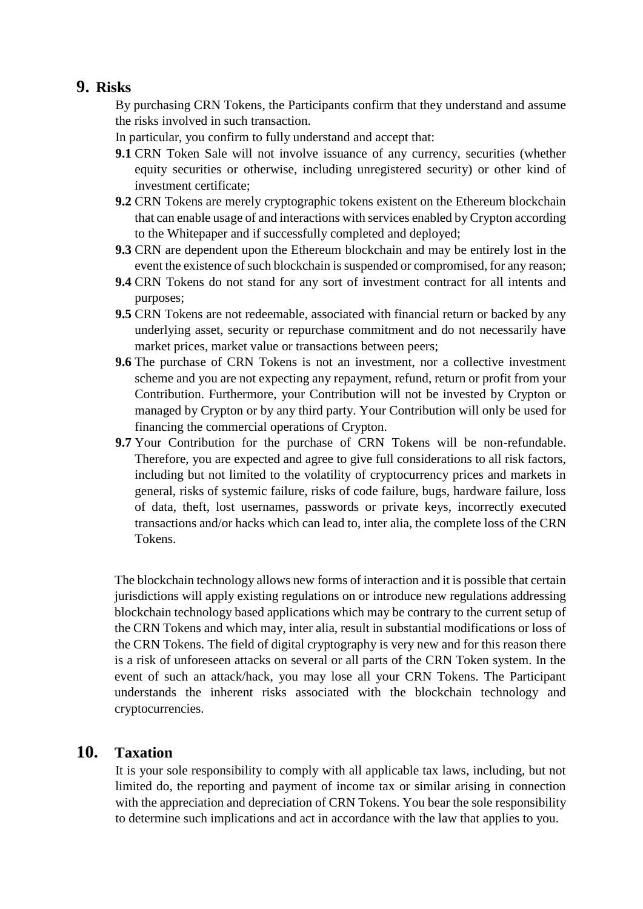## 9. Risks

By purchasing CRN Tokens, the Participants confirm that they understand and assume the risks involved in such transaction.

In particular, you confirm to fully understand and accept that:

**9.1** CRN Token Sale will not involve issuance of any currency, securities (whether equity securities or otherwise, including unregistered security) or other kind of investment certificate;

**9.2** CRN Tokens are merely cryptographic tokens existent on the Ethereum blockchain that can enable usage of and interactions with services enabled by Crypton according to the Whitepaper and if successfully completed and deployed;

**9.3** CRN are dependent upon the Ethereum blockchain and may be entirely lost in the event the existence of such blockchain is suspended or compromised, for any reason;

**9.4** CRN Tokens do not stand for any sort of investment contract for all intents and purposes;

**9.5** CRN Tokens are not redeemable, associated with financial return or backed by any underlying asset, security or repurchase commitment and do not necessarily have market prices, market value or transactions between peers;

**9.6** The purchase of CRN Tokens is not an investment, nor a collective investment scheme and you are not expecting any repayment, refund, return or profit from your Contribution. Furthermore, your Contribution will not be invested by Crypton or managed by Crypton or by any third party. Your Contribution will only be used for financing the commercial operations of Crypton.

**9.7** Your Contribution for the purchase of CRN Tokens will be non-refundable. Therefore, you are expected and agree to give full considerations to all risk factors, including but not limited to the volatility of cryptocurrency prices and markets in general, risks of systemic failure, risks of code failure, bugs, hardware failure, loss of data, theft, lost usernames, passwords or private keys, incorrectly executed transactions and/or hacks which can lead to, inter alia, the complete loss of the CRN Tokens.

The blockchain technology allows new forms of interaction and it is possible that certain jurisdictions will apply existing regulations on or introduce new regulations addressing blockchain technology based applications which may be contrary to the current setup of the CRN Tokens and which may, inter alia, result in substantial modifications or loss of the CRN Tokens. The field of digital cryptography is very new and for this reason there is a risk of unforeseen attacks on several or all parts of the CRN Token system. In the event of such an attack/hack, you may lose all your CRN Tokens. The Participant understands the inherent risks associated with the blockchain technology and cryptocurrencies.

## 10. Taxation

It is your sole responsibility to comply with all applicable tax laws, including, but not limited do, the reporting and payment of income tax or similar arising in connection with the appreciation and depreciation of CRN Tokens. You bear the sole responsibility to determine such implications and act in accordance with the law that applies to you.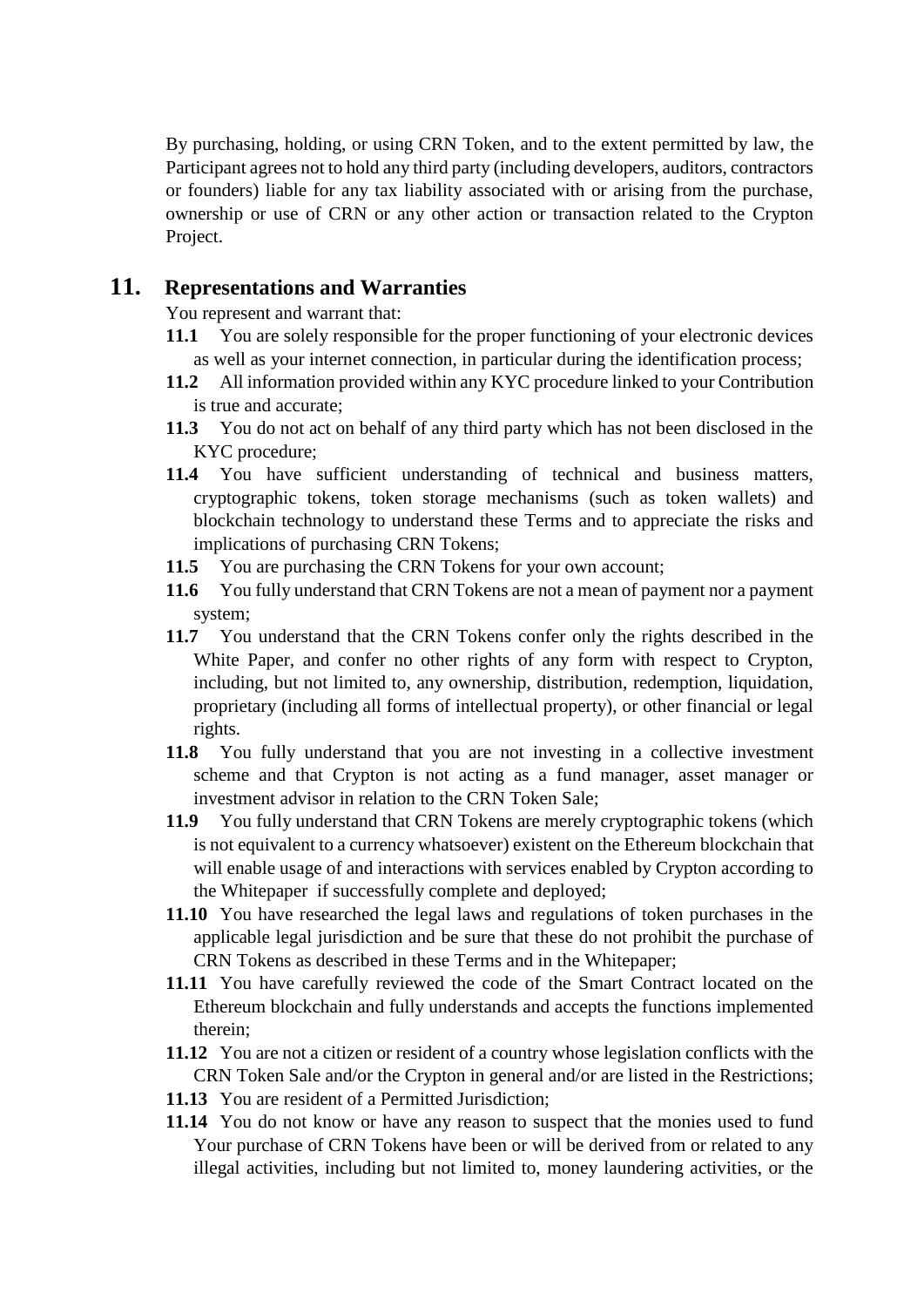By purchasing, holding, or using CRN Token, and to the extent permitted by law, the Participant agrees not to hold any third party (including developers, auditors, contractors or founders) liable for any tax liability associated with or arising from the purchase, ownership or use of CRN or any other action or transaction related to the Crypton Project.

## 11. Representations and Warranties

You represent and warrant that:

**11.1** You are solely responsible for the proper functioning of your electronic devices as well as your internet connection, in particular during the identification process;

**11.2** All information provided within any KYC procedure linked to your Contribution is true and accurate;

**11.3** You do not act on behalf of any third party which has not been disclosed in the KYC procedure;

**11.4** You have sufficient understanding of technical and business matters, cryptographic tokens, token storage mechanisms (such as token wallets) and blockchain technology to understand these Terms and to appreciate the risks and implications of purchasing CRN Tokens;

**11.5** You are purchasing the CRN Tokens for your own account;

**11.6** You fully understand that CRN Tokens are not a mean of payment nor a payment system;

**11.7** You understand that the CRN Tokens confer only the rights described in the White Paper, and confer no other rights of any form with respect to Crypton, including, but not limited to, any ownership, distribution, redemption, liquidation, proprietary (including all forms of intellectual property), or other financial or legal rights.

**11.8** You fully understand that you are not investing in a collective investment scheme and that Crypton is not acting as a fund manager, asset manager or investment advisor in relation to the CRN Token Sale;

**11.9** You fully understand that CRN Tokens are merely cryptographic tokens (which is not equivalent to a currency whatsoever) existent on the Ethereum blockchain that will enable usage of and interactions with services enabled by Crypton according to the Whitepaper if successfully complete and deployed;

**11.10** You have researched the legal laws and regulations of token purchases in the applicable legal jurisdiction and be sure that these do not prohibit the purchase of CRN Tokens as described in these Terms and in the Whitepaper;

**11.11** You have carefully reviewed the code of the Smart Contract located on the Ethereum blockchain and fully understands and accepts the functions implemented therein;

**11.12** You are not a citizen or resident of a country whose legislation conflicts with the CRN Token Sale and/or the Crypton in general and/or are listed in the Restrictions;

**11.13** You are resident of a Permitted Jurisdiction;

**11.14** You do not know or have any reason to suspect that the monies used to fund Your purchase of CRN Tokens have been or will be derived from or related to any illegal activities, including but not limited to, money laundering activities, or the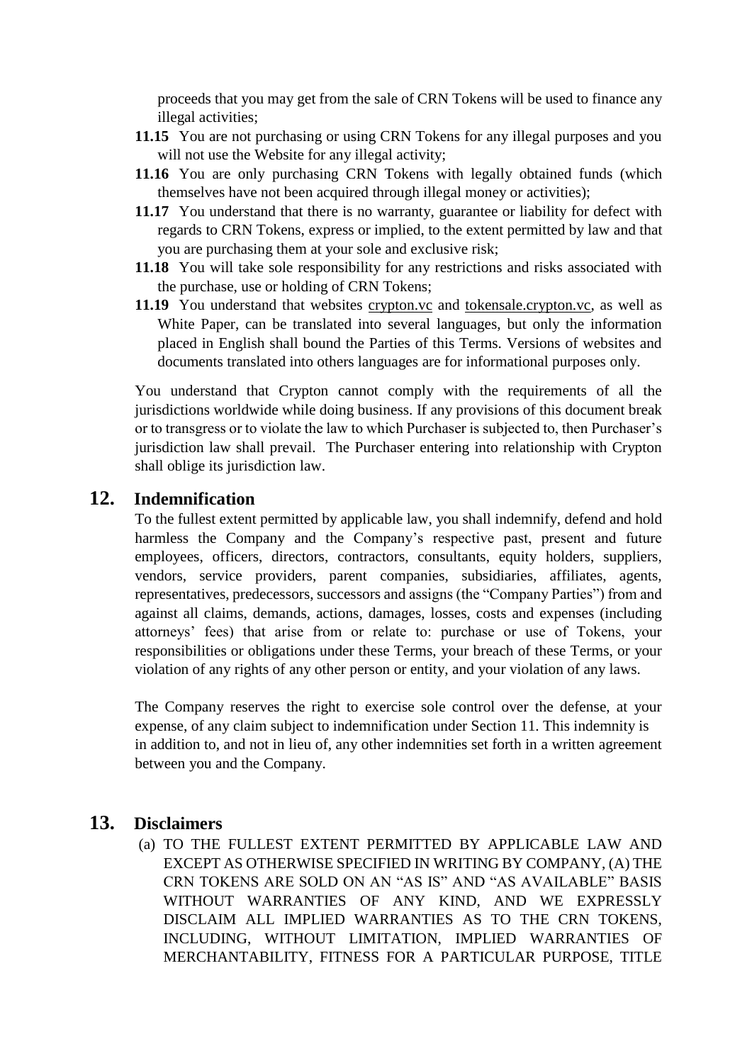proceeds that you may get from the sale of CRN Tokens will be used to finance any illegal activities;

**11.15** You are not purchasing or using CRN Tokens for any illegal purposes and you will not use the Website for any illegal activity;

**11.16** You are only purchasing CRN Tokens with legally obtained funds (which themselves have not been acquired through illegal money or activities);

**11.17** You understand that there is no warranty, guarantee or liability for defect with regards to CRN Tokens, express or implied, to the extent permitted by law and that you are purchasing them at your sole and exclusive risk;

**11.18** You will take sole responsibility for any restrictions and risks associated with the purchase, use or holding of CRN Tokens;

**11.19** You understand that websites crypton.vc and tokensale.crypton.vc, as well as White Paper, can be translated into several languages, but only the information placed in English shall bound the Parties of this Terms. Versions of websites and documents translated into others languages are for informational purposes only.

You understand that Crypton cannot comply with the requirements of all the jurisdictions worldwide while doing business. If any provisions of this document break or to transgress or to violate the law to which Purchaser is subjected to, then Purchaser's jurisdiction law shall prevail. The Purchaser entering into relationship with Crypton shall oblige its jurisdiction law.

## 12. Indemnification

To the fullest extent permitted by applicable law, you shall indemnify, defend and hold harmless the Company and the Company's respective past, present and future employees, officers, directors, contractors, consultants, equity holders, suppliers, vendors, service providers, parent companies, subsidiaries, affiliates, agents, representatives, predecessors, successors and assigns (the "Company Parties") from and against all claims, demands, actions, damages, losses, costs and expenses (including attorneys' fees) that arise from or relate to: purchase or use of Tokens, your responsibilities or obligations under these Terms, your breach of these Terms, or your violation of any rights of any other person or entity, and your violation of any laws.

The Company reserves the right to exercise sole control over the defense, at your expense, of any claim subject to indemnification under Section 11. This indemnity is in addition to, and not in lieu of, any other indemnities set forth in a written agreement between you and the Company.

## 13. Disclaimers

(a) TO THE FULLEST EXTENT PERMITTED BY APPLICABLE LAW AND EXCEPT AS OTHERWISE SPECIFIED IN WRITING BY COMPANY, (A) THE CRN TOKENS ARE SOLD ON AN "AS IS" AND "AS AVAILABLE" BASIS WITHOUT WARRANTIES OF ANY KIND, AND WE EXPRESSLY DISCLAIM ALL IMPLIED WARRANTIES AS TO THE CRN TOKENS, INCLUDING, WITHOUT LIMITATION, IMPLIED WARRANTIES OF MERCHANTABILITY, FITNESS FOR A PARTICULAR PURPOSE, TITLE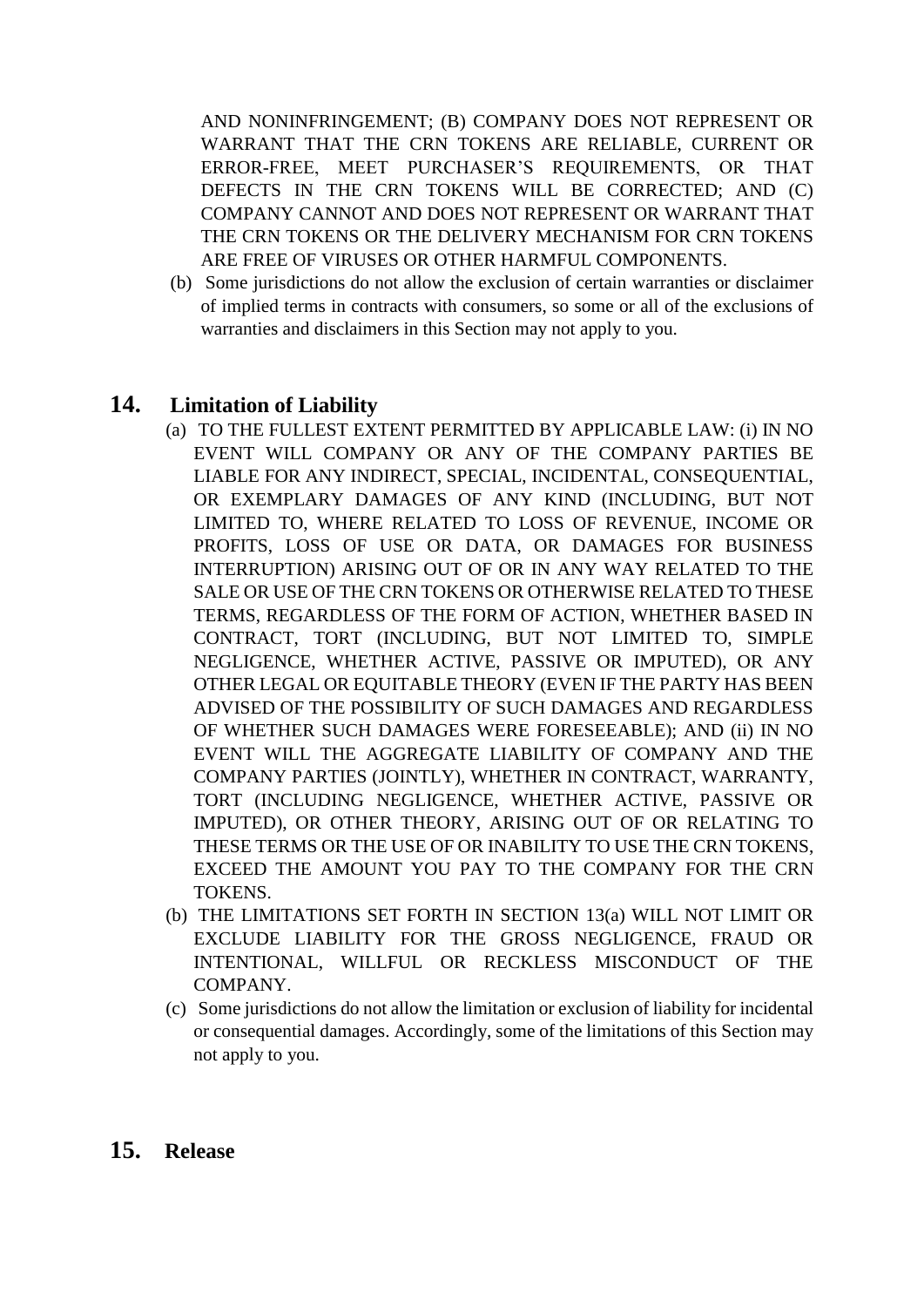AND NONINFRINGEMENT; (B) COMPANY DOES NOT REPRESENT OR WARRANT THAT THE CRN TOKENS ARE RELIABLE, CURRENT OR ERROR-FREE, MEET PURCHASER'S REQUIREMENTS, OR THAT DEFECTS IN THE CRN TOKENS WILL BE CORRECTED; AND (C) COMPANY CANNOT AND DOES NOT REPRESENT OR WARRANT THAT THE CRN TOKENS OR THE DELIVERY MECHANISM FOR CRN TOKENS ARE FREE OF VIRUSES OR OTHER HARMFUL COMPONENTS.

(b) Some jurisdictions do not allow the exclusion of certain warranties or disclaimer of implied terms in contracts with consumers, so some or all of the exclusions of warranties and disclaimers in this Section may not apply to you.

## 14. Limitation of Liability

(a) TO THE FULLEST EXTENT PERMITTED BY APPLICABLE LAW: (i) IN NO EVENT WILL COMPANY OR ANY OF THE COMPANY PARTIES BE LIABLE FOR ANY INDIRECT, SPECIAL, INCIDENTAL, CONSEQUENTIAL, OR EXEMPLARY DAMAGES OF ANY KIND (INCLUDING, BUT NOT LIMITED TO, WHERE RELATED TO LOSS OF REVENUE, INCOME OR PROFITS, LOSS OF USE OR DATA, OR DAMAGES FOR BUSINESS INTERRUPTION) ARISING OUT OF OR IN ANY WAY RELATED TO THE SALE OR USE OF THE CRN TOKENS OR OTHERWISE RELATED TO THESE TERMS, REGARDLESS OF THE FORM OF ACTION, WHETHER BASED IN CONTRACT, TORT (INCLUDING, BUT NOT LIMITED TO, SIMPLE NEGLIGENCE, WHETHER ACTIVE, PASSIVE OR IMPUTED), OR ANY OTHER LEGAL OR EQUITABLE THEORY (EVEN IF THE PARTY HAS BEEN ADVISED OF THE POSSIBILITY OF SUCH DAMAGES AND REGARDLESS OF WHETHER SUCH DAMAGES WERE FORESEEABLE); AND (ii) IN NO EVENT WILL THE AGGREGATE LIABILITY OF COMPANY AND THE COMPANY PARTIES (JOINTLY), WHETHER IN CONTRACT, WARRANTY, TORT (INCLUDING NEGLIGENCE, WHETHER ACTIVE, PASSIVE OR IMPUTED), OR OTHER THEORY, ARISING OUT OF OR RELATING TO THESE TERMS OR THE USE OF OR INABILITY TO USE THE CRN TOKENS, EXCEED THE AMOUNT YOU PAY TO THE COMPANY FOR THE CRN TOKENS.

(b) THE LIMITATIONS SET FORTH IN SECTION 13(a) WILL NOT LIMIT OR EXCLUDE LIABILITY FOR THE GROSS NEGLIGENCE, FRAUD OR INTENTIONAL, WILLFUL OR RECKLESS MISCONDUCT OF THE COMPANY.

(c) Some jurisdictions do not allow the limitation or exclusion of liability for incidental or consequential damages. Accordingly, some of the limitations of this Section may not apply to you.

## 15. Release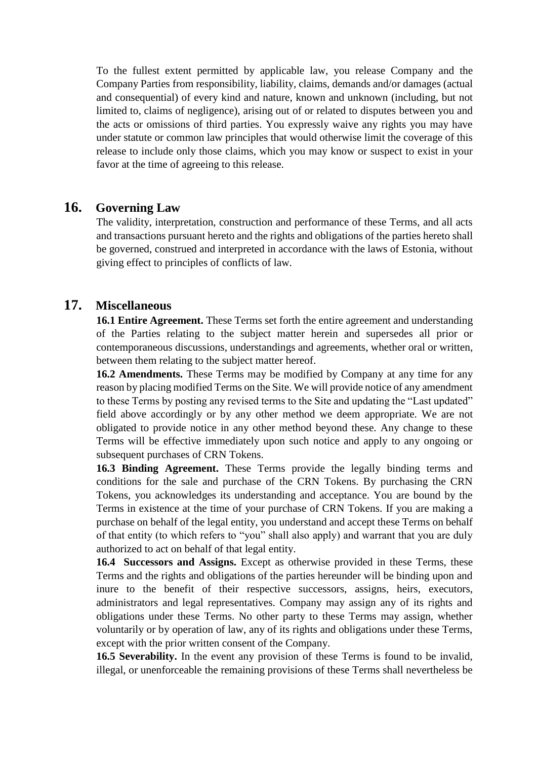To the fullest extent permitted by applicable law, you release Company and the Company Parties from responsibility, liability, claims, demands and/or damages (actual and consequential) of every kind and nature, known and unknown (including, but not limited to, claims of negligence), arising out of or related to disputes between you and the acts or omissions of third parties. You expressly waive any rights you may have under statute or common law principles that would otherwise limit the coverage of this release to include only those claims, which you may know or suspect to exist in your favor at the time of agreeing to this release.

## 16. Governing Law

The validity, interpretation, construction and performance of these Terms, and all acts and transactions pursuant hereto and the rights and obligations of the parties hereto shall be governed, construed and interpreted in accordance with the laws of Estonia, without giving effect to principles of conflicts of law.

## 17. Miscellaneous

**16.1 Entire Agreement.** These Terms set forth the entire agreement and understanding of the Parties relating to the subject matter herein and supersedes all prior or contemporaneous discussions, understandings and agreements, whether oral or written, between them relating to the subject matter hereof.

**16.2 Amendments.** These Terms may be modified by Company at any time for any reason by placing modified Terms on the Site. We will provide notice of any amendment to these Terms by posting any revised terms to the Site and updating the "Last updated" field above accordingly or by any other method we deem appropriate. We are not obligated to provide notice in any other method beyond these. Any change to these Terms will be effective immediately upon such notice and apply to any ongoing or subsequent purchases of CRN Tokens.

**16.3 Binding Agreement.** These Terms provide the legally binding terms and conditions for the sale and purchase of the CRN Tokens. By purchasing the CRN Tokens, you acknowledges its understanding and acceptance. You are bound by the Terms in existence at the time of your purchase of CRN Tokens. If you are making a purchase on behalf of the legal entity, you understand and accept these Terms on behalf of that entity (to which refers to "you" shall also apply) and warrant that you are duly authorized to act on behalf of that legal entity.

**16.4 Successors and Assigns.** Except as otherwise provided in these Terms, these Terms and the rights and obligations of the parties hereunder will be binding upon and inure to the benefit of their respective successors, assigns, heirs, executors, administrators and legal representatives. Company may assign any of its rights and obligations under these Terms. No other party to these Terms may assign, whether voluntarily or by operation of law, any of its rights and obligations under these Terms, except with the prior written consent of the Company.

**16.5 Severability.** In the event any provision of these Terms is found to be invalid, illegal, or unenforceable the remaining provisions of these Terms shall nevertheless be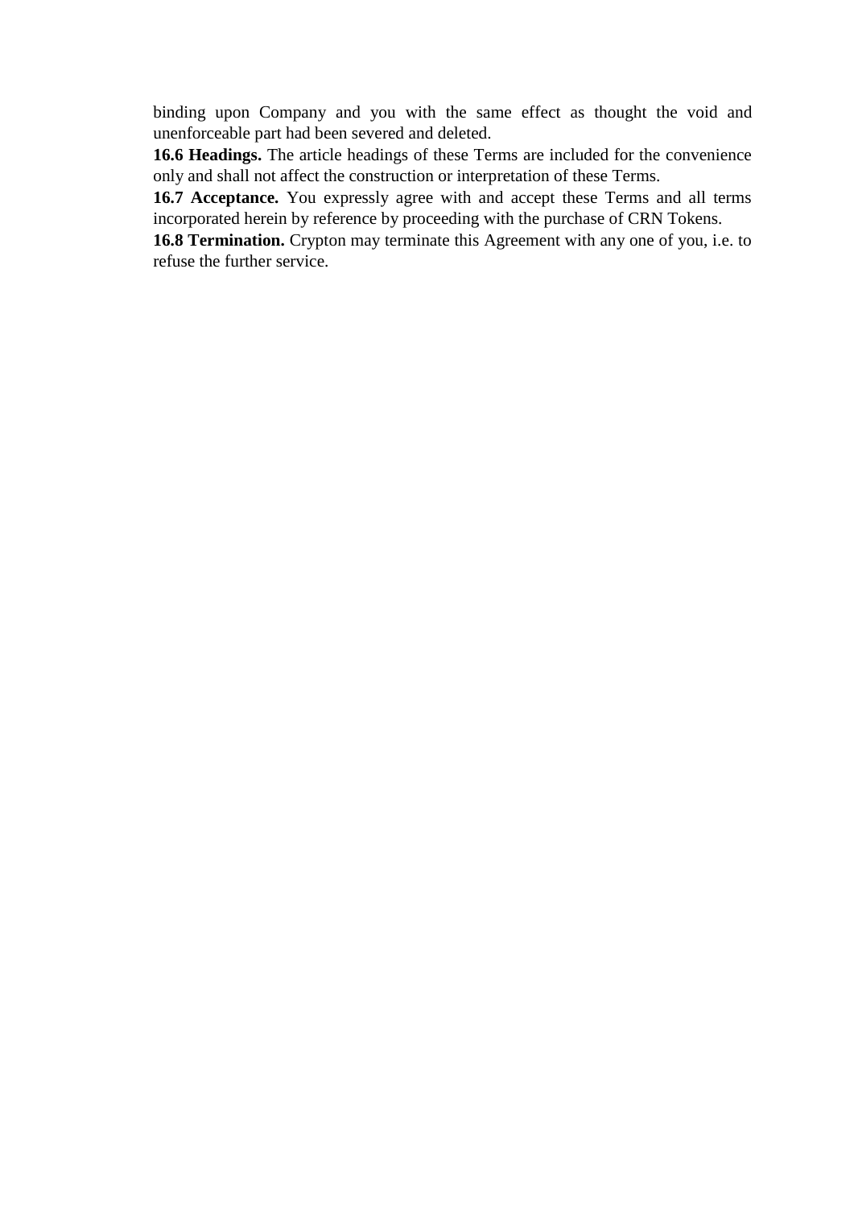binding upon Company and you with the same effect as thought the void and unenforceable part had been severed and deleted.

**16.6 Headings.** The article headings of these Terms are included for the convenience only and shall not affect the construction or interpretation of these Terms.

**16.7 Acceptance.** You expressly agree with and accept these Terms and all terms incorporated herein by reference by proceeding with the purchase of CRN Tokens.

**16.8 Termination.** Crypton may terminate this Agreement with any one of you, i.e. to refuse the further service.